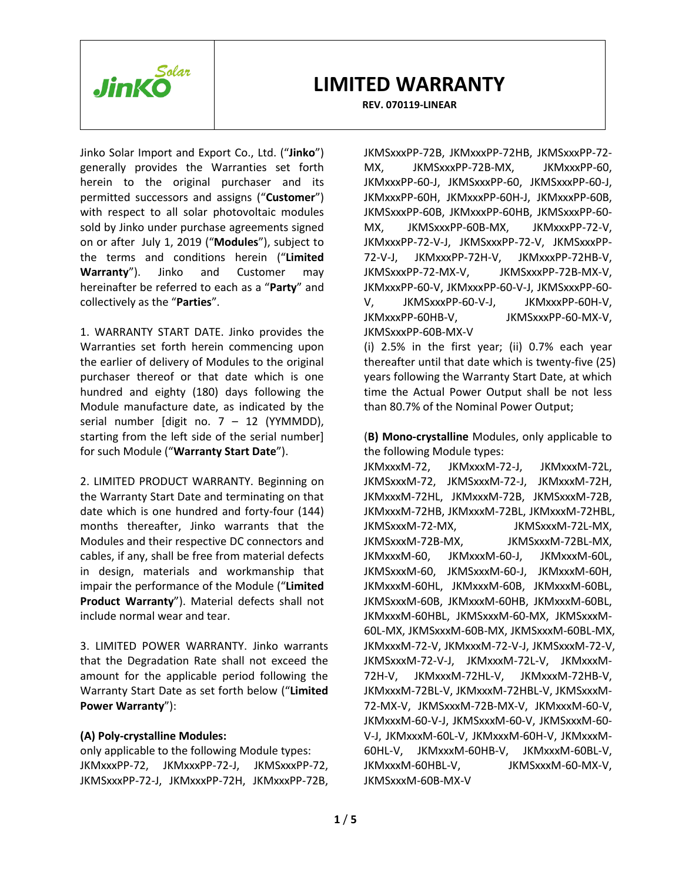Jinko Solar

# LIMITED WARRANTY

**REV. 070119-LINEAR**

Jinko Solar Import and Export Co., Ltd. ("**Jinko**") generally provides the Warranties set forth herein to the original purchaser and its permitted successors and assigns ("**Customer**") with respect to all solar photovoltaic modules sold by Jinko under purchase agreements signed on or after July 1, 2019 ("**Modules**"), subject to the terms and conditions herein ("**Limited Warranty**"). Jinko and Customer may hereinafter be referred to each as a "**Party**" and collectively as the "**Parties**".

1. WARRANTY START DATE. Jinko provides the Warranties set forth herein commencing upon the earlier of delivery of Modules to the original purchaser thereof or that date which is one hundred and eighty (180) days following the Module manufacture date, as indicated by the serial number [digit no. 7 – 12 (YYMMDD), starting from the left side of the serial number] for such Module ("**Warranty Start Date**").

2. LIMITED PRODUCT WARRANTY. Beginning on the Warranty Start Date and terminating on that date which is one hundred and forty-four (144) months thereafter, Jinko warrants that the Modules and their respective DC connectors and cables, if any, shall be free from material defects in design, materials and workmanship that impair the performance of the Module ("**Limited Product Warranty**"). Material defects shall not include normal wear and tear.

3. LIMITED POWER WARRANTY. Jinko warrants that the Degradation Rate shall not exceed the amount for the applicable period following the Warranty Start Date as set forth below ("**Limited Power Warranty**"):

**(A) Poly-crystalline Modules:**

only applicable to the following Module types:
JKMxxxPP-72, JKMxxxPP-72-J, JKMSxxxPP-72, JKMSxxxPP-72-J, JKMxxxPP-72H, JKMxxxPP-72B, JKMSxxxPP-72B, JKMxxxPP-72HB, JKMSxxxPP-72-MX, JKMSxxxPP-72B-MX, JKMxxxPP-60, JKMxxxPP-60-J, JKMSxxxPP-60, JKMSxxxPP-60-J, JKMxxxPP-60H, JKMxxxPP-60H-J, JKMxxxPP-60B, JKMSxxxPP-60B, JKMxxxPP-60HB, JKMSxxxPP-60-MX, JKMSxxxPP-60B-MX, JKMxxxPP-72-V, JKMxxxPP-72-V-J, JKMSxxxPP-72-V, JKMSxxxPP-72-V-J, JKMxxxPP-72H-V, JKMxxxPP-72HB-V, JKMSxxxPP-72-MX-V, JKMSxxxPP-72B-MX-V, JKMxxxPP-60-V, JKMxxxPP-60-V-J, JKMSxxxPP-60-V, JKMSxxxPP-60-V-J, JKMxxxPP-60H-V, JKMxxxPP-60HB-V, JKMSxxxPP-60-MX-V, JKMSxxxPP-60B-MX-V

(i) 2.5% in the first year; (ii) 0.7% each year thereafter until that date which is twenty-five (25) years following the Warranty Start Date, at which time the Actual Power Output shall be not less than 80.7% of the Nominal Power Output;

(**B) Mono-crystalline** Modules, only applicable to the following Module types:
JKMxxxM-72, JKMxxxM-72-J, JKMxxxM-72L, JKMSxxxM-72, JKMSxxxM-72-J, JKMxxxM-72H, JKMxxxM-72HL, JKMxxxM-72B, JKMSxxxM-72B, JKMxxxM-72HB, JKMxxxM-72BL, JKMxxxM-72HBL, JKMSxxxM-72-MX, JKMSxxxM-72L-MX, JKMSxxxM-72B-MX, JKMSxxxM-72BL-MX, JKMxxxM-60, JKMxxxM-60-J, JKMxxxM-60L, JKMSxxxM-60, JKMSxxxM-60-J, JKMxxxM-60H, JKMxxxM-60HL, JKMxxxM-60B, JKMxxxM-60BL, JKMSxxxM-60B, JKMxxxM-60HB, JKMxxxM-60BL, JKMxxxM-60HBL, JKMSxxxM-60-MX, JKMSxxxM-60L-MX, JKMSxxxM-60B-MX, JKMSxxxM-60BL-MX, JKMxxxM-72-V, JKMxxxM-72-V-J, JKMSxxxM-72-V, JKMSxxxM-72-V-J, JKMxxxM-72L-V, JKMxxxM-72H-V, JKMxxxM-72HL-V, JKMxxxM-72HB-V, JKMxxxM-72BL-V, JKMxxxM-72HBL-V, JKMSxxxM-72-MX-V, JKMSxxxM-72B-MX-V, JKMxxxM-60-V, JKMxxxM-60-V-J, JKMSxxxM-60-V, JKMSxxxM-60-V-J, JKMxxxM-60L-V, JKMxxxM-60H-V, JKMxxxM-60HL-V, JKMxxxM-60HB-V, JKMxxxM-60BL-V, JKMxxxM-60HBL-V, JKMSxxxM-60-MX-V, JKMSxxxM-60B-MX-V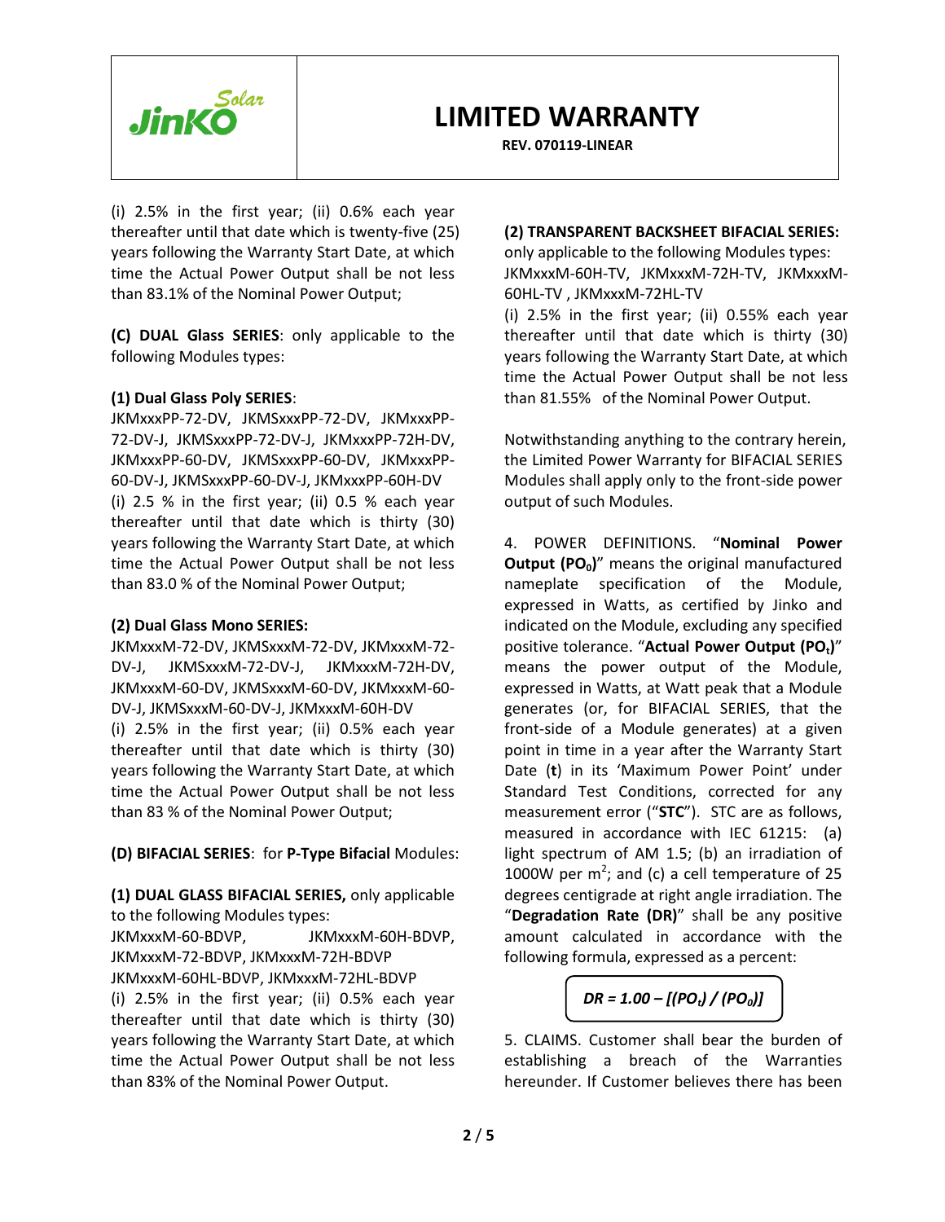(i) 2.5% in the first year; (ii) 0.6% each year thereafter until that date which is twenty-five (25) years following the Warranty Start Date, at which time the Actual Power Output shall be not less than 83.1% of the Nominal Power Output;

**(C) DUAL Glass SERIES**: only applicable to the following Modules types:

**(1) Dual Glass Poly SERIES**:

JKMxxxPP-72-DV, JKMSxxxPP-72-DV, JKMxxxPP-72-DV-J, JKMSxxxPP-72-DV-J, JKMxxxPP-72H-DV, JKMxxxPP-60-DV, JKMSxxxPP-60-DV, JKMxxxPP-60-DV-J, JKMSxxxPP-60-DV-J, JKMxxxPP-60H-DV

(i) 2.5 % in the first year; (ii) 0.5 % each year thereafter until that date which is thirty (30) years following the Warranty Start Date, at which time the Actual Power Output shall be not less than 83.0 % of the Nominal Power Output;

**(2) Dual Glass Mono SERIES:**

JKMxxxM-72-DV, JKMSxxxM-72-DV, JKMxxxM-72-DV-J, JKMSxxxM-72-DV-J, JKMxxxM-72H-DV, JKMxxxM-60-DV, JKMSxxxM-60-DV, JKMxxxM-60-DV-J, JKMSxxxM-60-DV-J, JKMxxxM-60H-DV

(i) 2.5% in the first year; (ii) 0.5% each year thereafter until that date which is thirty (30) years following the Warranty Start Date, at which time the Actual Power Output shall be not less than 83 % of the Nominal Power Output;

**(D) BIFACIAL SERIES**: for **P-Type Bifacial** Modules:

**(1) DUAL GLASS BIFACIAL SERIES,** only applicable to the following Modules types:

JKMxxxM-60-BDVP, JKMxxxM-60H-BDVP, JKMxxxM-72-BDVP, JKMxxxM-72H-BDVP JKMxxxM-60HL-BDVP, JKMxxxM-72HL-BDVP

(i) 2.5% in the first year; (ii) 0.5% each year thereafter until that date which is thirty (30) years following the Warranty Start Date, at which time the Actual Power Output shall be not less than 83% of the Nominal Power Output.

**(2) TRANSPARENT BACKSHEET BIFACIAL SERIES:**

only applicable to the following Modules types: JKMxxxM-60H-TV, JKMxxxM-72H-TV, JKMxxxM-60HL-TV , JKMxxxM-72HL-TV

(i) 2.5% in the first year; (ii) 0.55% each year thereafter until that date which is thirty (30) years following the Warranty Start Date, at which time the Actual Power Output shall be not less than 81.55% of the Nominal Power Output.

Notwithstanding anything to the contrary herein, the Limited Power Warranty for BIFACIAL SERIES Modules shall apply only to the front-side power output of such Modules.

4. POWER DEFINITIONS. "**Nominal Power Output ($PO_0$)**" means the original manufactured nameplate specification of the Module, expressed in Watts, as certified by Jinko and indicated on the Module, excluding any specified positive tolerance. "**Actual Power Output ($PO_t$)**" means the power output of the Module, expressed in Watts, at Watt peak that a Module generates (or, for BIFACIAL SERIES, that the front-side of a Module generates) at a given point in time in a year after the Warranty Start Date (**t**) in its 'Maximum Power Point' under Standard Test Conditions, corrected for any measurement error ("**STC**"). STC are as follows, measured in accordance with IEC 61215: (a) light spectrum of AM 1.5; (b) an irradiation of 1000W per $m^2$; and (c) a cell temperature of 25 degrees centigrade at right angle irradiation. The "**Degradation Rate (DR)**" shall be any positive amount calculated in accordance with the following formula, expressed as a percent:

$$DR = 1.00 - [(PO_t) / (PO_0)]$$

5. CLAIMS. Customer shall bear the burden of establishing a breach of the Warranties hereunder. If Customer believes there has been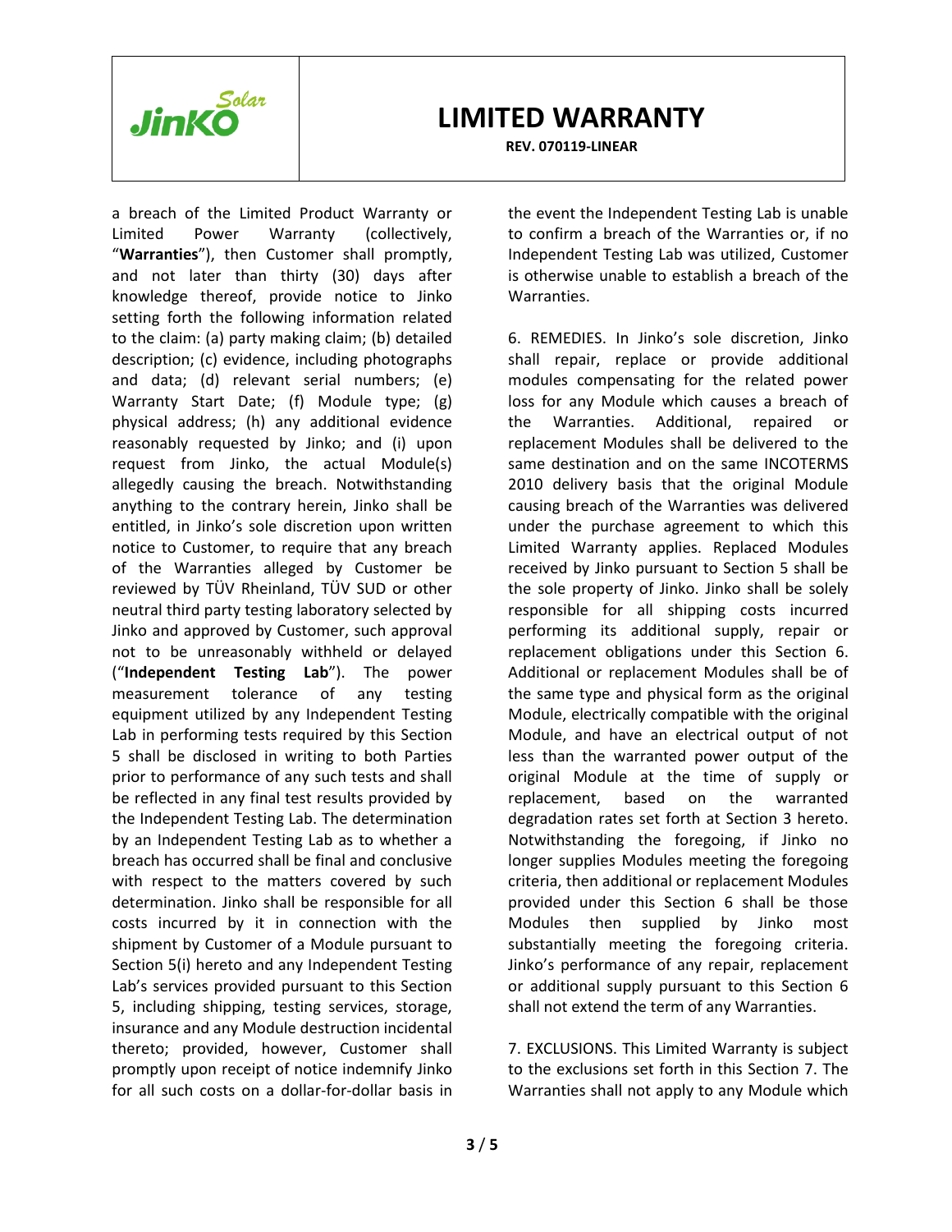a breach of the Limited Product Warranty or Limited Power Warranty (collectively, "**Warranties**"), then Customer shall promptly, and not later than thirty (30) days after knowledge thereof, provide notice to Jinko setting forth the following information related to the claim: (a) party making claim; (b) detailed description; (c) evidence, including photographs and data; (d) relevant serial numbers; (e) Warranty Start Date; (f) Module type; (g) physical address; (h) any additional evidence reasonably requested by Jinko; and (i) upon request from Jinko, the actual Module(s) allegedly causing the breach. Notwithstanding anything to the contrary herein, Jinko shall be entitled, in Jinko's sole discretion upon written notice to Customer, to require that any breach of the Warranties alleged by Customer be reviewed by TÜV Rheinland, TÜV SUD or other neutral third party testing laboratory selected by Jinko and approved by Customer, such approval not to be unreasonably withheld or delayed ("**Independent Testing Lab**"). The power measurement tolerance of any testing equipment utilized by any Independent Testing Lab in performing tests required by this Section 5 shall be disclosed in writing to both Parties prior to performance of any such tests and shall be reflected in any final test results provided by the Independent Testing Lab. The determination by an Independent Testing Lab as to whether a breach has occurred shall be final and conclusive with respect to the matters covered by such determination. Jinko shall be responsible for all costs incurred by it in connection with the shipment by Customer of a Module pursuant to Section 5(i) hereto and any Independent Testing Lab's services provided pursuant to this Section 5, including shipping, testing services, storage, insurance and any Module destruction incidental thereto; provided, however, Customer shall promptly upon receipt of notice indemnify Jinko for all such costs on a dollar-for-dollar basis in the event the Independent Testing Lab is unable to confirm a breach of the Warranties or, if no Independent Testing Lab was utilized, Customer is otherwise unable to establish a breach of the Warranties.

6. REMEDIES. In Jinko's sole discretion, Jinko shall repair, replace or provide additional modules compensating for the related power loss for any Module which causes a breach of the Warranties. Additional, repaired or replacement Modules shall be delivered to the same destination and on the same INCOTERMS 2010 delivery basis that the original Module causing breach of the Warranties was delivered under the purchase agreement to which this Limited Warranty applies. Replaced Modules received by Jinko pursuant to Section 5 shall be the sole property of Jinko. Jinko shall be solely responsible for all shipping costs incurred performing its additional supply, repair or replacement obligations under this Section 6. Additional or replacement Modules shall be of the same type and physical form as the original Module, electrically compatible with the original Module, and have an electrical output of not less than the warranted power output of the original Module at the time of supply or replacement, based on the warranted degradation rates set forth at Section 3 hereto. Notwithstanding the foregoing, if Jinko no longer supplies Modules meeting the foregoing criteria, then additional or replacement Modules provided under this Section 6 shall be those Modules then supplied by Jinko most substantially meeting the foregoing criteria. Jinko's performance of any repair, replacement or additional supply pursuant to this Section 6 shall not extend the term of any Warranties.

7. EXCLUSIONS. This Limited Warranty is subject to the exclusions set forth in this Section 7. The Warranties shall not apply to any Module which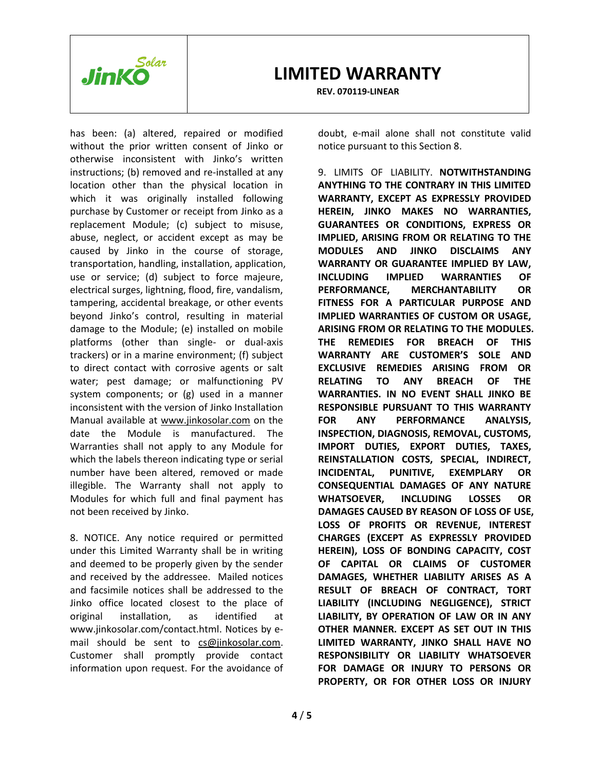has been: (a) altered, repaired or modified without the prior written consent of Jinko or otherwise inconsistent with Jinko's written instructions; (b) removed and re-installed at any location other than the physical location in which it was originally installed following purchase by Customer or receipt from Jinko as a replacement Module; (c) subject to misuse, abuse, neglect, or accident except as may be caused by Jinko in the course of storage, transportation, handling, installation, application, use or service; (d) subject to force majeure, electrical surges, lightning, flood, fire, vandalism, tampering, accidental breakage, or other events beyond Jinko's control, resulting in material damage to the Module; (e) installed on mobile platforms (other than single- or dual-axis trackers) or in a marine environment; (f) subject to direct contact with corrosive agents or salt water; pest damage; or malfunctioning PV system components; or (g) used in a manner inconsistent with the version of Jinko Installation Manual available at www.jinkosolar.com on the date the Module is manufactured. The Warranties shall not apply to any Module for which the labels thereon indicating type or serial number have been altered, removed or made illegible. The Warranty shall not apply to Modules for which full and final payment has not been received by Jinko.

8. NOTICE. Any notice required or permitted under this Limited Warranty shall be in writing and deemed to be properly given by the sender and received by the addressee. Mailed notices and facsimile notices shall be addressed to the Jinko office located closest to the place of original installation, as identified at www.jinkosolar.com/contact.html. Notices by e-mail should be sent to cs@jinkosolar.com. Customer shall promptly provide contact information upon request. For the avoidance of doubt, e-mail alone shall not constitute valid notice pursuant to this Section 8.

9. LIMITS OF LIABILITY. **NOTWITHSTANDING ANYTHING TO THE CONTRARY IN THIS LIMITED WARRANTY, EXCEPT AS EXPRESSLY PROVIDED HEREIN, JINKO MAKES NO WARRANTIES, GUARANTEES OR CONDITIONS, EXPRESS OR IMPLIED, ARISING FROM OR RELATING TO THE MODULES AND JINKO DISCLAIMS ANY WARRANTY OR GUARANTEE IMPLIED BY LAW, INCLUDING IMPLIED WARRANTIES OF PERFORMANCE, MERCHANTABILITY OR FITNESS FOR A PARTICULAR PURPOSE AND IMPLIED WARRANTIES OF CUSTOM OR USAGE, ARISING FROM OR RELATING TO THE MODULES. THE REMEDIES FOR BREACH OF THIS WARRANTY ARE CUSTOMER'S SOLE AND EXCLUSIVE REMEDIES ARISING FROM OR RELATING TO ANY BREACH OF THE WARRANTIES. IN NO EVENT SHALL JINKO BE RESPONSIBLE PURSUANT TO THIS WARRANTY FOR ANY PERFORMANCE ANALYSIS, INSPECTION, DIAGNOSIS, REMOVAL, CUSTOMS, IMPORT DUTIES, EXPORT DUTIES, TAXES, REINSTALLATION COSTS, SPECIAL, INDIRECT, INCIDENTAL, PUNITIVE, EXEMPLARY OR CONSEQUENTIAL DAMAGES OF ANY NATURE WHATSOEVER, INCLUDING LOSSES OR DAMAGES CAUSED BY REASON OF LOSS OF USE, LOSS OF PROFITS OR REVENUE, INTEREST CHARGES (EXCEPT AS EXPRESSLY PROVIDED HEREIN), LOSS OF BONDING CAPACITY, COST OF CAPITAL OR CLAIMS OF CUSTOMER DAMAGES, WHETHER LIABILITY ARISES AS A RESULT OF BREACH OF CONTRACT, TORT LIABILITY (INCLUDING NEGLIGENCE), STRICT LIABILITY, BY OPERATION OF LAW OR IN ANY OTHER MANNER. EXCEPT AS SET OUT IN THIS LIMITED WARRANTY, JINKO SHALL HAVE NO RESPONSIBILITY OR LIABILITY WHATSOEVER FOR DAMAGE OR INJURY TO PERSONS OR PROPERTY, OR FOR OTHER LOSS OR INJURY**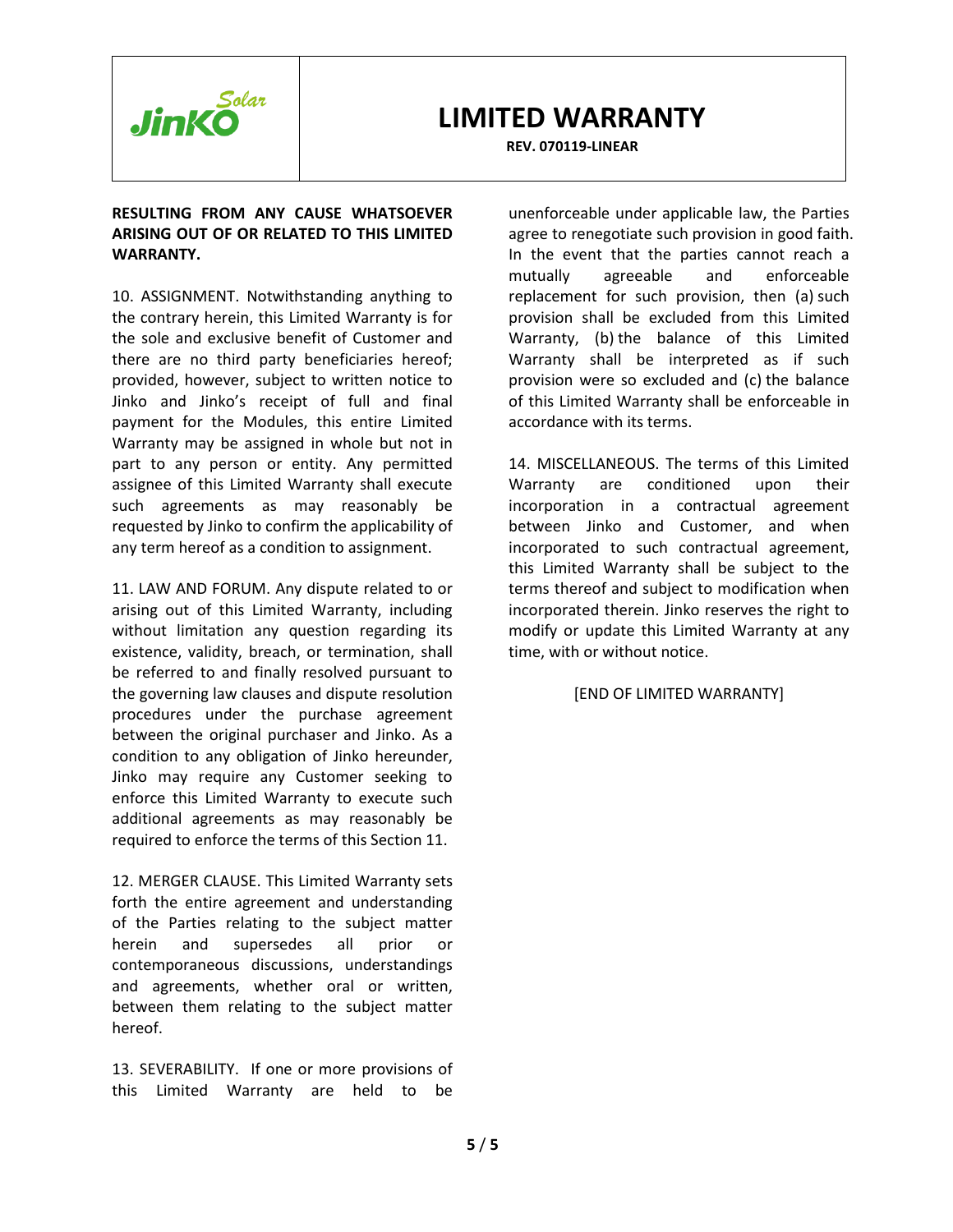**RESULTING FROM ANY CAUSE WHATSOEVER ARISING OUT OF OR RELATED TO THIS LIMITED WARRANTY.**

10. ASSIGNMENT. Notwithstanding anything to the contrary herein, this Limited Warranty is for the sole and exclusive benefit of Customer and there are no third party beneficiaries hereof; provided, however, subject to written notice to Jinko and Jinko's receipt of full and final payment for the Modules, this entire Limited Warranty may be assigned in whole but not in part to any person or entity. Any permitted assignee of this Limited Warranty shall execute such agreements as may reasonably be requested by Jinko to confirm the applicability of any term hereof as a condition to assignment.

11. LAW AND FORUM. Any dispute related to or arising out of this Limited Warranty, including without limitation any question regarding its existence, validity, breach, or termination, shall be referred to and finally resolved pursuant to the governing law clauses and dispute resolution procedures under the purchase agreement between the original purchaser and Jinko. As a condition to any obligation of Jinko hereunder, Jinko may require any Customer seeking to enforce this Limited Warranty to execute such additional agreements as may reasonably be required to enforce the terms of this Section 11.

12. MERGER CLAUSE. This Limited Warranty sets forth the entire agreement and understanding of the Parties relating to the subject matter herein and supersedes all prior or contemporaneous discussions, understandings and agreements, whether oral or written, between them relating to the subject matter hereof.

13. SEVERABILITY. If one or more provisions of this Limited Warranty are held to be unenforceable under applicable law, the Parties agree to renegotiate such provision in good faith. In the event that the parties cannot reach a mutually agreeable and enforceable replacement for such provision, then (a) such provision shall be excluded from this Limited Warranty, (b) the balance of this Limited Warranty shall be interpreted as if such provision were so excluded and (c) the balance of this Limited Warranty shall be enforceable in accordance with its terms.

14. MISCELLANEOUS. The terms of this Limited Warranty are conditioned upon their incorporation in a contractual agreement between Jinko and Customer, and when incorporated to such contractual agreement, this Limited Warranty shall be subject to the terms thereof and subject to modification when incorporated therein. Jinko reserves the right to modify or update this Limited Warranty at any time, with or without notice.

[END OF LIMITED WARRANTY]